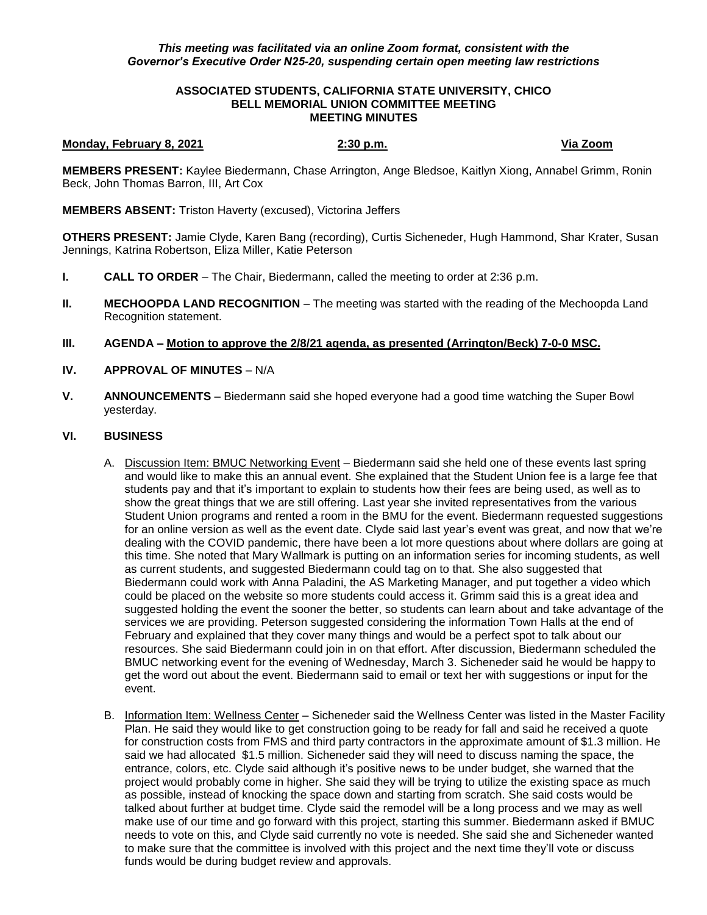*This meeting was facilitated via an online Zoom format, consistent with the Governor's Executive Order N25-20, suspending certain open meeting law restrictions*

**ASSOCIATED STUDENTS, CALIFORNIA STATE UNIVERSITY, CHICO**
**BELL MEMORIAL UNION COMMITTEE MEETING**
**MEETING MINUTES**

**Monday, February 8, 2021** **2:30 p.m.** **Via Zoom**

**MEMBERS PRESENT:** Kaylee Biedermann, Chase Arrington, Ange Bledsoe, Kaitlyn Xiong, Annabel Grimm, Ronin Beck, John Thomas Barron, III, Art Cox

**MEMBERS ABSENT:** Triston Haverty (excused), Victorina Jeffers

**OTHERS PRESENT:** Jamie Clyde, Karen Bang (recording), Curtis Sicheneder, Hugh Hammond, Shar Krater, Susan Jennings, Katrina Robertson, Eliza Miller, Katie Peterson

**I. CALL TO ORDER** – The Chair, Biedermann, called the meeting to order at 2:36 p.m.

**II. MECHOOPDA LAND RECOGNITION** – The meeting was started with the reading of the Mechoopda Land Recognition statement.

**III. AGENDA – Motion to approve the 2/8/21 agenda, as presented (Arrington/Beck) 7-0-0 MSC.**

**IV. APPROVAL OF MINUTES** – N/A

**V. ANNOUNCEMENTS** – Biedermann said she hoped everyone had a good time watching the Super Bowl yesterday.

**VI. BUSINESS**

A. Discussion Item: BMUC Networking Event – Biedermann said she held one of these events last spring and would like to make this an annual event. She explained that the Student Union fee is a large fee that students pay and that it's important to explain to students how their fees are being used, as well as to show the great things that we are still offering. Last year she invited representatives from the various Student Union programs and rented a room in the BMU for the event. Biedermann requested suggestions for an online version as well as the event date. Clyde said last year's event was great, and now that we're dealing with the COVID pandemic, there have been a lot more questions about where dollars are going at this time. She noted that Mary Wallmark is putting on an information series for incoming students, as well as current students, and suggested Biedermann could tag on to that. She also suggested that Biedermann could work with Anna Paladini, the AS Marketing Manager, and put together a video which could be placed on the website so more students could access it. Grimm said this is a great idea and suggested holding the event the sooner the better, so students can learn about and take advantage of the services we are providing. Peterson suggested considering the information Town Halls at the end of February and explained that they cover many things and would be a perfect spot to talk about our resources. She said Biedermann could join in on that effort. After discussion, Biedermann scheduled the BMUC networking event for the evening of Wednesday, March 3. Sicheneder said he would be happy to get the word out about the event. Biedermann said to email or text her with suggestions or input for the event.

B. Information Item: Wellness Center – Sicheneder said the Wellness Center was listed in the Master Facility Plan. He said they would like to get construction going to be ready for fall and said he received a quote for construction costs from FMS and third party contractors in the approximate amount of $1.3 million. He said we had allocated $1.5 million. Sicheneder said they will need to discuss naming the space, the entrance, colors, etc. Clyde said although it's positive news to be under budget, she warned that the project would probably come in higher. She said they will be trying to utilize the existing space as much as possible, instead of knocking the space down and starting from scratch. She said costs would be talked about further at budget time. Clyde said the remodel will be a long process and we may as well make use of our time and go forward with this project, starting this summer. Biedermann asked if BMUC needs to vote on this, and Clyde said currently no vote is needed. She said she and Sicheneder wanted to make sure that the committee is involved with this project and the next time they'll vote or discuss funds would be during budget review and approvals.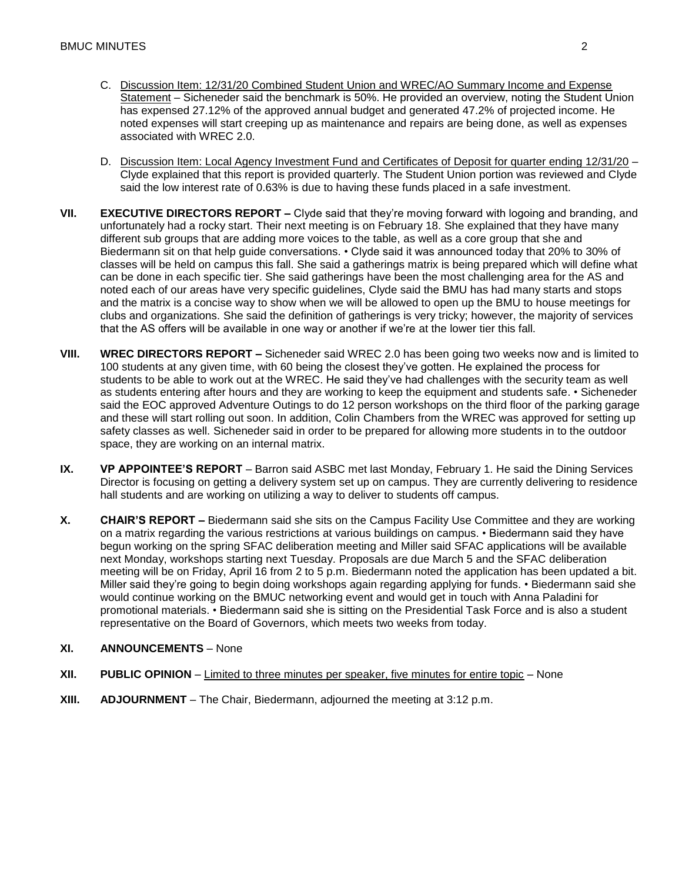C. <u>Discussion Item: 12/31/20 Combined Student Union and WREC/AO Summary Income and Expense Statement</u> – Sicheneder said the benchmark is 50%. He provided an overview, noting the Student Union has expensed 27.12% of the approved annual budget and generated 47.2% of projected income. He noted expenses will start creeping up as maintenance and repairs are being done, as well as expenses associated with WREC 2.0.

D. <u>Discussion Item: Local Agency Investment Fund and Certificates of Deposit for quarter ending 12/31/20</u> – Clyde explained that this report is provided quarterly. The Student Union portion was reviewed and Clyde said the low interest rate of 0.63% is due to having these funds placed in a safe investment.

**VII. EXECUTIVE DIRECTORS REPORT –** Clyde said that they're moving forward with logoing and branding, and unfortunately had a rocky start. Their next meeting is on February 18. She explained that they have many different sub groups that are adding more voices to the table, as well as a core group that she and Biedermann sit on that help guide conversations. • Clyde said it was announced today that 20% to 30% of classes will be held on campus this fall. She said a gatherings matrix is being prepared which will define what can be done in each specific tier. She said gatherings have been the most challenging area for the AS and noted each of our areas have very specific guidelines, Clyde said the BMU has had many starts and stops and the matrix is a concise way to show when we will be allowed to open up the BMU to house meetings for clubs and organizations. She said the definition of gatherings is very tricky; however, the majority of services that the AS offers will be available in one way or another if we're at the lower tier this fall.

**VIII. WREC DIRECTORS REPORT –** Sicheneder said WREC 2.0 has been going two weeks now and is limited to 100 students at any given time, with 60 being the closest they've gotten. He explained the process for students to be able to work out at the WREC. He said they've had challenges with the security team as well as students entering after hours and they are working to keep the equipment and students safe. • Sicheneder said the EOC approved Adventure Outings to do 12 person workshops on the third floor of the parking garage and these will start rolling out soon. In addition, Colin Chambers from the WREC was approved for setting up safety classes as well. Sicheneder said in order to be prepared for allowing more students in to the outdoor space, they are working on an internal matrix.

**IX. VP APPOINTEE'S REPORT** – Barron said ASBC met last Monday, February 1. He said the Dining Services Director is focusing on getting a delivery system set up on campus. They are currently delivering to residence hall students and are working on utilizing a way to deliver to students off campus.

**X. CHAIR'S REPORT –** Biedermann said she sits on the Campus Facility Use Committee and they are working on a matrix regarding the various restrictions at various buildings on campus. • Biedermann said they have begun working on the spring SFAC deliberation meeting and Miller said SFAC applications will be available next Monday, workshops starting next Tuesday. Proposals are due March 5 and the SFAC deliberation meeting will be on Friday, April 16 from 2 to 5 p.m. Biedermann noted the application has been updated a bit. Miller said they're going to begin doing workshops again regarding applying for funds. • Biedermann said she would continue working on the BMUC networking event and would get in touch with Anna Paladini for promotional materials. • Biedermann said she is sitting on the Presidential Task Force and is also a student representative on the Board of Governors, which meets two weeks from today.

**XI. ANNOUNCEMENTS** – None

**XII. PUBLIC OPINION** – <u>Limited to three minutes per speaker, five minutes for entire topic</u> – None

**XIII. ADJOURNMENT** – The Chair, Biedermann, adjourned the meeting at 3:12 p.m.